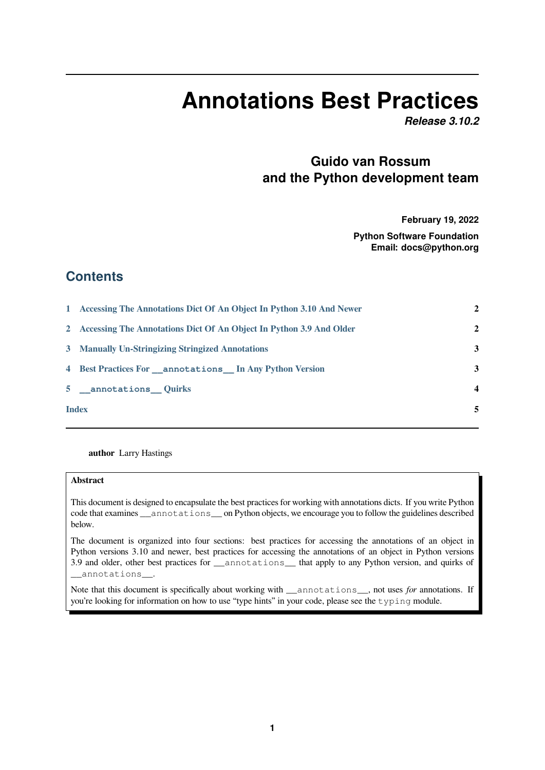# Annotations Best Practices

***Release 3.10.2***

**Guido van Rossum and the Python development team**

**February 19, 2022**

**Python Software Foundation**
**Email: docs@python.org**

## Contents

| | | |
|---|---|---|
| 1 | Accessing The Annotations Dict Of An Object In Python 3.10 And Newer | 2 |
| 2 | Accessing The Annotations Dict Of An Object In Python 3.9 And Older | 2 |
| 3 | Manually Un-Stringizing Stringized Annotations | 3 |
| 4 | Best Practices For `__annotations__` In Any Python Version | 3 |
| 5 | `__annotations__` Quirks | 4 |
| | Index | 5 |

**author** Larry Hastings

**Abstract**

This document is designed to encapsulate the best practices for working with annotations dicts. If you write Python code that examines `__annotations__` on Python objects, we encourage you to follow the guidelines described below.

The document is organized into four sections: best practices for accessing the annotations of an object in Python versions 3.10 and newer, best practices for accessing the annotations of an object in Python versions 3.9 and older, other best practices for `__annotations__` that apply to any Python version, and quirks of `__annotations__`.

Note that this document is specifically about working with `__annotations__`, not uses *for* annotations. If you're looking for information on how to use "type hints" in your code, please see the `typing` module.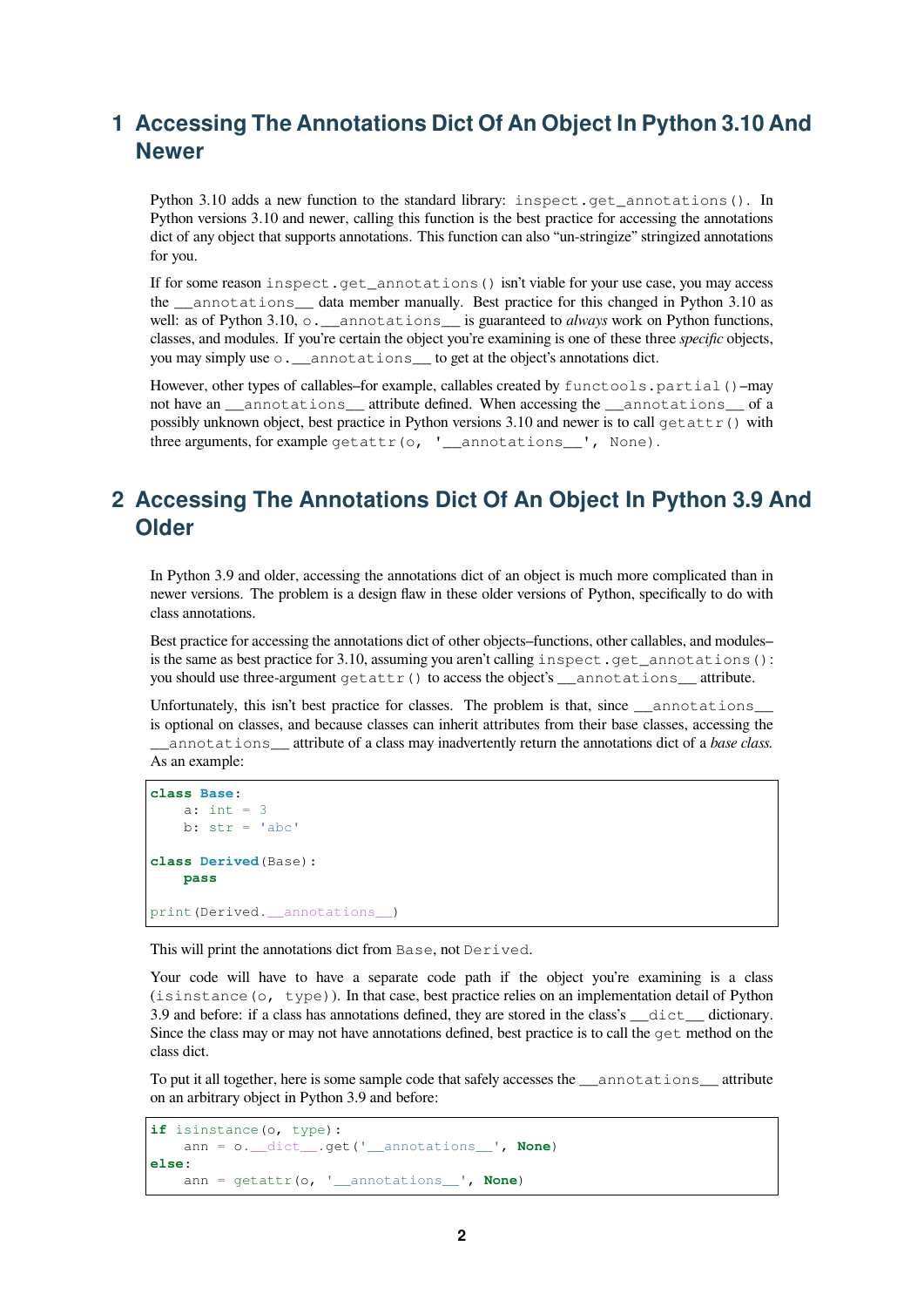# 1 Accessing The Annotations Dict Of An Object In Python 3.10 And Newer

Python 3.10 adds a new function to the standard library: `inspect.get_annotations()`. In Python versions 3.10 and newer, calling this function is the best practice for accessing the annotations dict of any object that supports annotations. This function can also "un-stringize" stringized annotations for you.

If for some reason `inspect.get_annotations()` isn't viable for your use case, you may access the `__annotations__` data member manually. Best practice for this changed in Python 3.10 as well: as of Python 3.10, `o.__annotations__` is guaranteed to *always* work on Python functions, classes, and modules. If you're certain the object you're examining is one of these three *specific* objects, you may simply use `o.__annotations__` to get at the object's annotations dict.

However, other types of callables–for example, callables created by `functools.partial()`–may not have an `__annotations__` attribute defined. When accessing the `__annotations__` of a possibly unknown object, best practice in Python versions 3.10 and newer is to call `getattr()` with three arguments, for example `getattr(o, '__annotations__', None)`.

# 2 Accessing The Annotations Dict Of An Object In Python 3.9 And Older

In Python 3.9 and older, accessing the annotations dict of an object is much more complicated than in newer versions. The problem is a design flaw in these older versions of Python, specifically to do with class annotations.

Best practice for accessing the annotations dict of other objects–functions, other callables, and modules–is the same as best practice for 3.10, assuming you aren't calling `inspect.get_annotations()`: you should use three-argument `getattr()` to access the object's `__annotations__` attribute.

Unfortunately, this isn't best practice for classes. The problem is that, since `__annotations__` is optional on classes, and because classes can inherit attributes from their base classes, accessing the `__annotations__` attribute of a class may inadvertently return the annotations dict of a *base class.* As an example:

```
class Base:
    a: int = 3
    b: str = 'abc'

class Derived(Base):
    pass

print(Derived.__annotations__)
```

This will print the annotations dict from `Base`, not `Derived`.

Your code will have to have a separate code path if the object you're examining is a class (`isinstance(o, type)`). In that case, best practice relies on an implementation detail of Python 3.9 and before: if a class has annotations defined, they are stored in the class's `__dict__` dictionary. Since the class may or may not have annotations defined, best practice is to call the `get` method on the class dict.

To put it all together, here is some sample code that safely accesses the `__annotations__` attribute on an arbitrary object in Python 3.9 and before:

```
if isinstance(o, type):
    ann = o.__dict__.get('__annotations__', None)
else:
    ann = getattr(o, '__annotations__', None)
```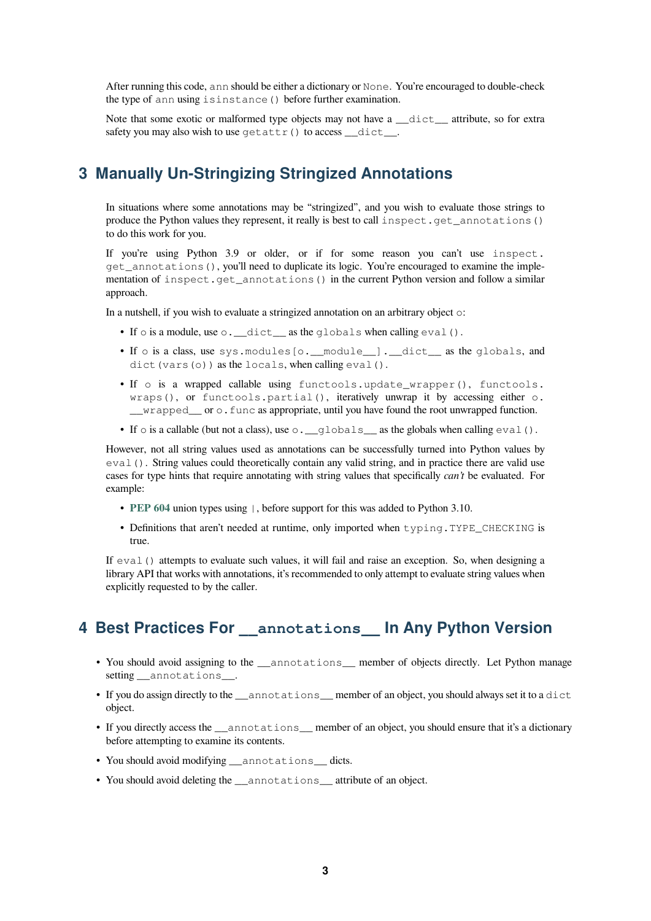After running this code, `ann` should be either a dictionary or `None`. You're encouraged to double-check the type of `ann` using `isinstance()` before further examination.

Note that some exotic or malformed type objects may not have a `__dict__` attribute, so for extra safety you may also wish to use `getattr()` to access `__dict__`.

## 3 Manually Un-Stringizing Stringized Annotations

In situations where some annotations may be "stringized", and you wish to evaluate those strings to produce the Python values they represent, it really is best to call `inspect.get_annotations()` to do this work for you.

If you're using Python 3.9 or older, or if for some reason you can't use `inspect.get_annotations()`, you'll need to duplicate its logic. You're encouraged to examine the implementation of `inspect.get_annotations()` in the current Python version and follow a similar approach.

In a nutshell, if you wish to evaluate a stringized annotation on an arbitrary object `o`:

- If `o` is a module, use `o.__dict__` as the `globals` when calling `eval()`.
- If `o` is a class, use `sys.modules[o.__module__].__dict__` as the `globals`, and `dict(vars(o))` as the `locals`, when calling `eval()`.
- If `o` is a wrapped callable using `functools.update_wrapper()`, `functools.wraps()`, or `functools.partial()`, iteratively unwrap it by accessing either `o.__wrapped__` or `o.func` as appropriate, until you have found the root unwrapped function.
- If `o` is a callable (but not a class), use `o.__globals__` as the globals when calling `eval()`.

However, not all string values used as annotations can be successfully turned into Python values by `eval()`. String values could theoretically contain any valid string, and in practice there are valid use cases for type hints that require annotating with string values that specifically *can't* be evaluated. For example:

- **PEP 604** union types using `|`, before support for this was added to Python 3.10.
- Definitions that aren't needed at runtime, only imported when `typing.TYPE_CHECKING` is true.

If `eval()` attempts to evaluate such values, it will fail and raise an exception. So, when designing a library API that works with annotations, it's recommended to only attempt to evaluate string values when explicitly requested to by the caller.

## 4 Best Practices For `__annotations__` In Any Python Version

- You should avoid assigning to the `__annotations__` member of objects directly. Let Python manage setting `__annotations__`.
- If you do assign directly to the `__annotations__` member of an object, you should always set it to a `dict` object.
- If you directly access the `__annotations__` member of an object, you should ensure that it's a dictionary before attempting to examine its contents.
- You should avoid modifying `__annotations__` dicts.
- You should avoid deleting the `__annotations__` attribute of an object.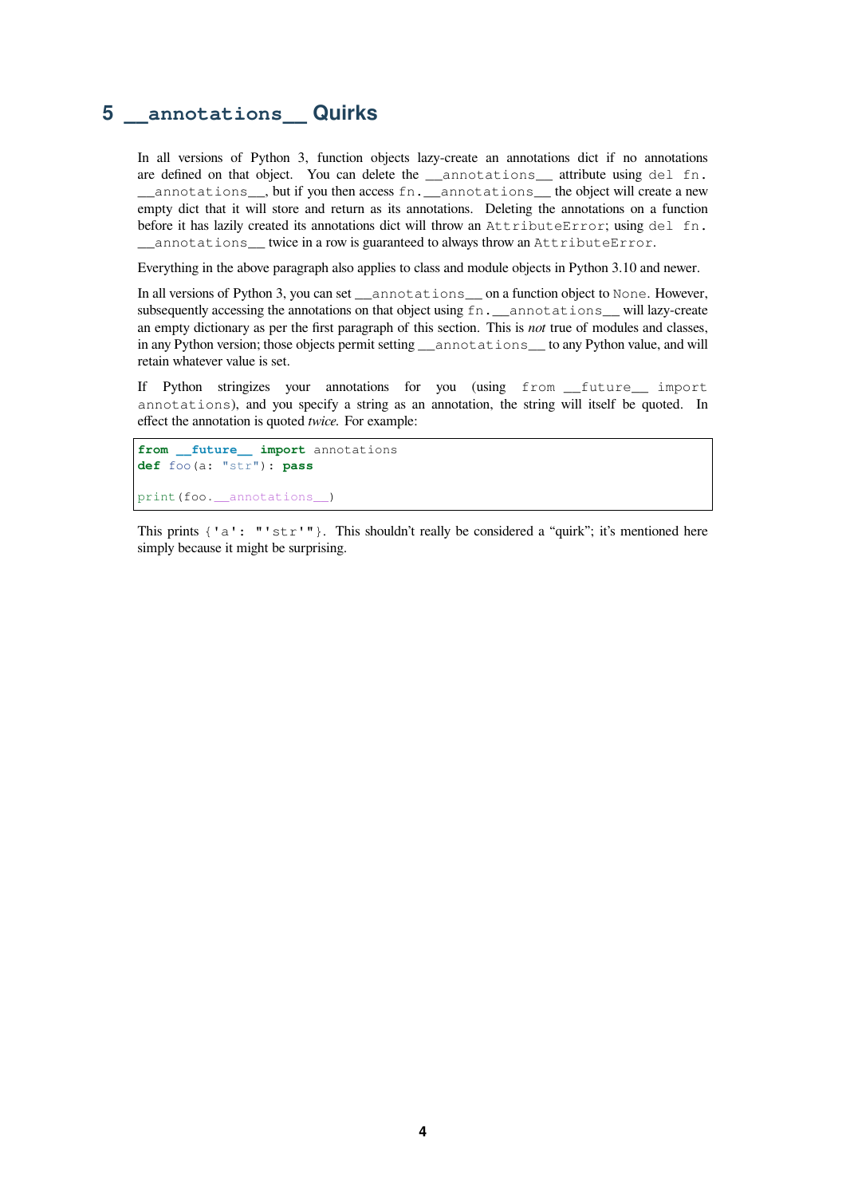# 5 `__annotations__` Quirks

In all versions of Python 3, function objects lazy-create an annotations dict if no annotations are defined on that object. You can delete the `__annotations__` attribute using `del fn.__annotations__`, but if you then access `fn.__annotations__` the object will create a new empty dict that it will store and return as its annotations. Deleting the annotations on a function before it has lazily created its annotations dict will throw an `AttributeError`; using `del fn.__annotations__` twice in a row is guaranteed to always throw an `AttributeError`.

Everything in the above paragraph also applies to class and module objects in Python 3.10 and newer.

In all versions of Python 3, you can set `__annotations__` on a function object to `None`. However, subsequently accessing the annotations on that object using `fn.__annotations__` will lazy-create an empty dictionary as per the first paragraph of this section. This is *not* true of modules and classes, in any Python version; those objects permit setting `__annotations__` to any Python value, and will retain whatever value is set.

If Python stringizes your annotations for you (using `from __future__ import annotations`), and you specify a string as an annotation, the string will itself be quoted. In effect the annotation is quoted *twice*. For example:

```
from __future__ import annotations
def foo(a: "str"): pass

print(foo.__annotations__)
```

This prints `{'a': "'str'"}`. This shouldn't really be considered a "quirk"; it's mentioned here simply because it might be surprising.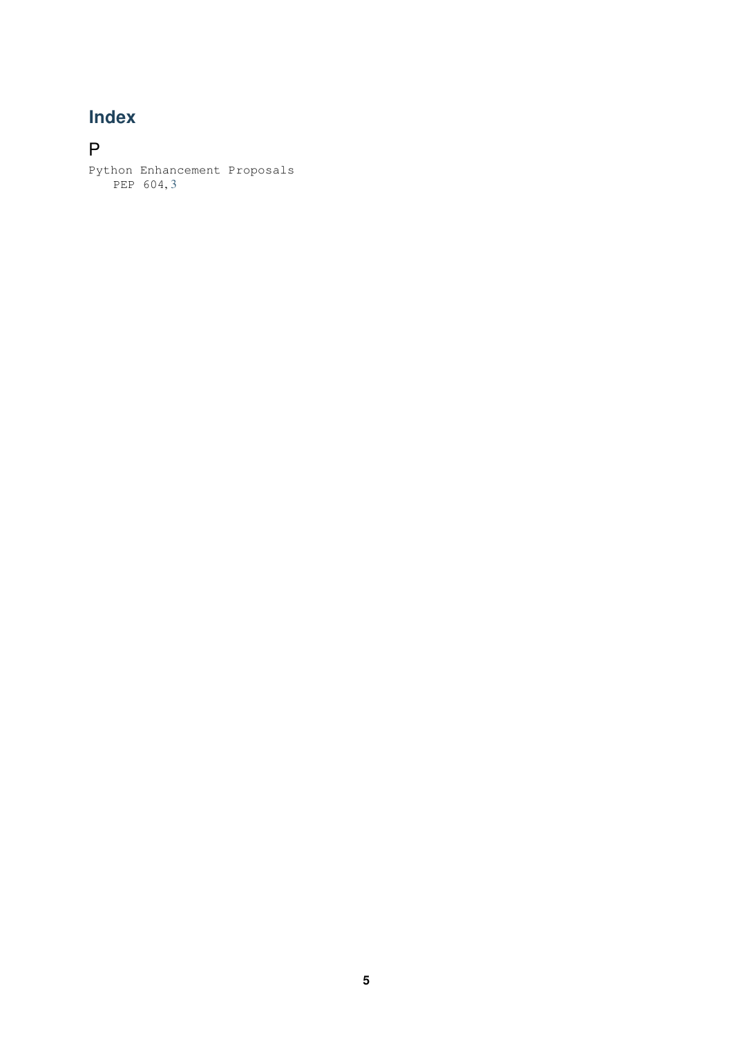# Index

## P

Python Enhancement Proposals
    PEP 604, 3